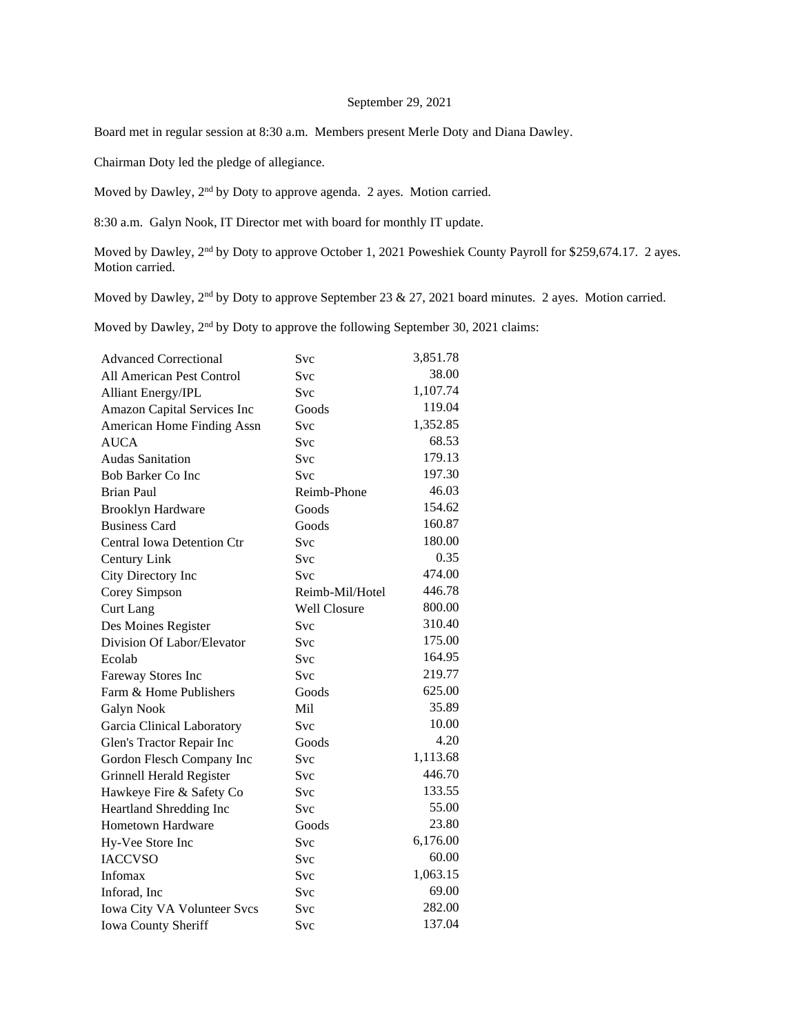September 29, 2021

Board met in regular session at 8:30 a.m. Members present Merle Doty and Diana Dawley.

Chairman Doty led the pledge of allegiance.

Moved by Dawley, 2nd by Doty to approve agenda. 2 ayes. Motion carried.

8:30 a.m. Galyn Nook, IT Director met with board for monthly IT update.

Moved by Dawley, 2nd by Doty to approve October 1, 2021 Poweshiek County Payroll for $259,674.17. 2 ayes. Motion carried.

Moved by Dawley, 2nd by Doty to approve September 23 & 27, 2021 board minutes. 2 ayes. Motion carried.

Moved by Dawley, 2nd by Doty to approve the following September 30, 2021 claims:

| | | |
|---|---|---|
| Advanced Correctional | Svc | 3,851.78 |
| All American Pest Control | Svc | 38.00 |
| Alliant Energy/IPL | Svc | 1,107.74 |
| Amazon Capital Services Inc | Goods | 119.04 |
| American Home Finding Assn | Svc | 1,352.85 |
| AUCA | Svc | 68.53 |
| Audas Sanitation | Svc | 179.13 |
| Bob Barker Co Inc | Svc | 197.30 |
| Brian Paul | Reimb-Phone | 46.03 |
| Brooklyn Hardware | Goods | 154.62 |
| Business Card | Goods | 160.87 |
| Central Iowa Detention Ctr | Svc | 180.00 |
| Century Link | Svc | 0.35 |
| City Directory Inc | Svc | 474.00 |
| Corey Simpson | Reimb-Mil/Hotel | 446.78 |
| Curt Lang | Well Closure | 800.00 |
| Des Moines Register | Svc | 310.40 |
| Division Of Labor/Elevator | Svc | 175.00 |
| Ecolab | Svc | 164.95 |
| Fareway Stores Inc | Svc | 219.77 |
| Farm & Home Publishers | Goods | 625.00 |
| Galyn Nook | Mil | 35.89 |
| Garcia Clinical Laboratory | Svc | 10.00 |
| Glen's Tractor Repair Inc | Goods | 4.20 |
| Gordon Flesch Company Inc | Svc | 1,113.68 |
| Grinnell Herald Register | Svc | 446.70 |
| Hawkeye Fire & Safety Co | Svc | 133.55 |
| Heartland Shredding Inc | Svc | 55.00 |
| Hometown Hardware | Goods | 23.80 |
| Hy-Vee Store Inc | Svc | 6,176.00 |
| IACCVSO | Svc | 60.00 |
| Infomax | Svc | 1,063.15 |
| Inforad, Inc | Svc | 69.00 |
| Iowa City VA Volunteer Svcs | Svc | 282.00 |
| Iowa County Sheriff | Svc | 137.04 |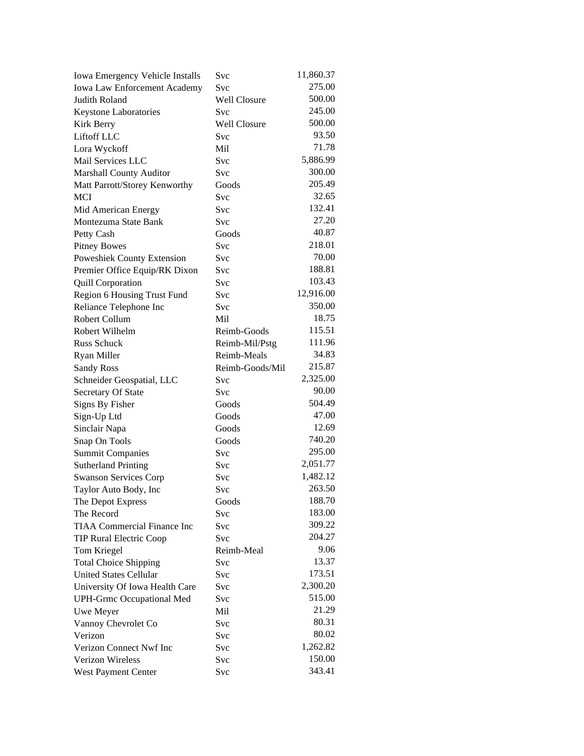| | | |
|---|---|---|
| Iowa Emergency Vehicle Installs | Svc | 11,860.37 |
| Iowa Law Enforcement Academy | Svc | 275.00 |
| Judith Roland | Well Closure | 500.00 |
| Keystone Laboratories | Svc | 245.00 |
| Kirk Berry | Well Closure | 500.00 |
| Liftoff LLC | Svc | 93.50 |
| Lora Wyckoff | Mil | 71.78 |
| Mail Services LLC | Svc | 5,886.99 |
| Marshall County Auditor | Svc | 300.00 |
| Matt Parrott/Storey Kenworthy | Goods | 205.49 |
| MCI | Svc | 32.65 |
| Mid American Energy | Svc | 132.41 |
| Montezuma State Bank | Svc | 27.20 |
| Petty Cash | Goods | 40.87 |
| Pitney Bowes | Svc | 218.01 |
| Poweshiek County Extension | Svc | 70.00 |
| Premier Office Equip/RK Dixon | Svc | 188.81 |
| Quill Corporation | Svc | 103.43 |
| Region 6 Housing Trust Fund | Svc | 12,916.00 |
| Reliance Telephone Inc | Svc | 350.00 |
| Robert Collum | Mil | 18.75 |
| Robert Wilhelm | Reimb-Goods | 115.51 |
| Russ Schuck | Reimb-Mil/Pstg | 111.96 |
| Ryan Miller | Reimb-Meals | 34.83 |
| Sandy Ross | Reimb-Goods/Mil | 215.87 |
| Schneider Geospatial, LLC | Svc | 2,325.00 |
| Secretary Of State | Svc | 90.00 |
| Signs By Fisher | Goods | 504.49 |
| Sign-Up Ltd | Goods | 47.00 |
| Sinclair Napa | Goods | 12.69 |
| Snap On Tools | Goods | 740.20 |
| Summit Companies | Svc | 295.00 |
| Sutherland Printing | Svc | 2,051.77 |
| Swanson Services Corp | Svc | 1,482.12 |
| Taylor Auto Body, Inc | Svc | 263.50 |
| The Depot Express | Goods | 188.70 |
| The Record | Svc | 183.00 |
| TIAA Commercial Finance Inc | Svc | 309.22 |
| TIP Rural Electric Coop | Svc | 204.27 |
| Tom Kriegel | Reimb-Meal | 9.06 |
| Total Choice Shipping | Svc | 13.37 |
| United States Cellular | Svc | 173.51 |
| University Of Iowa Health Care | Svc | 2,300.20 |
| UPH-Grmc Occupational Med | Svc | 515.00 |
| Uwe Meyer | Mil | 21.29 |
| Vannoy Chevrolet Co | Svc | 80.31 |
| Verizon | Svc | 80.02 |
| Verizon Connect Nwf Inc | Svc | 1,262.82 |
| Verizon Wireless | Svc | 150.00 |
| West Payment Center | Svc | 343.41 |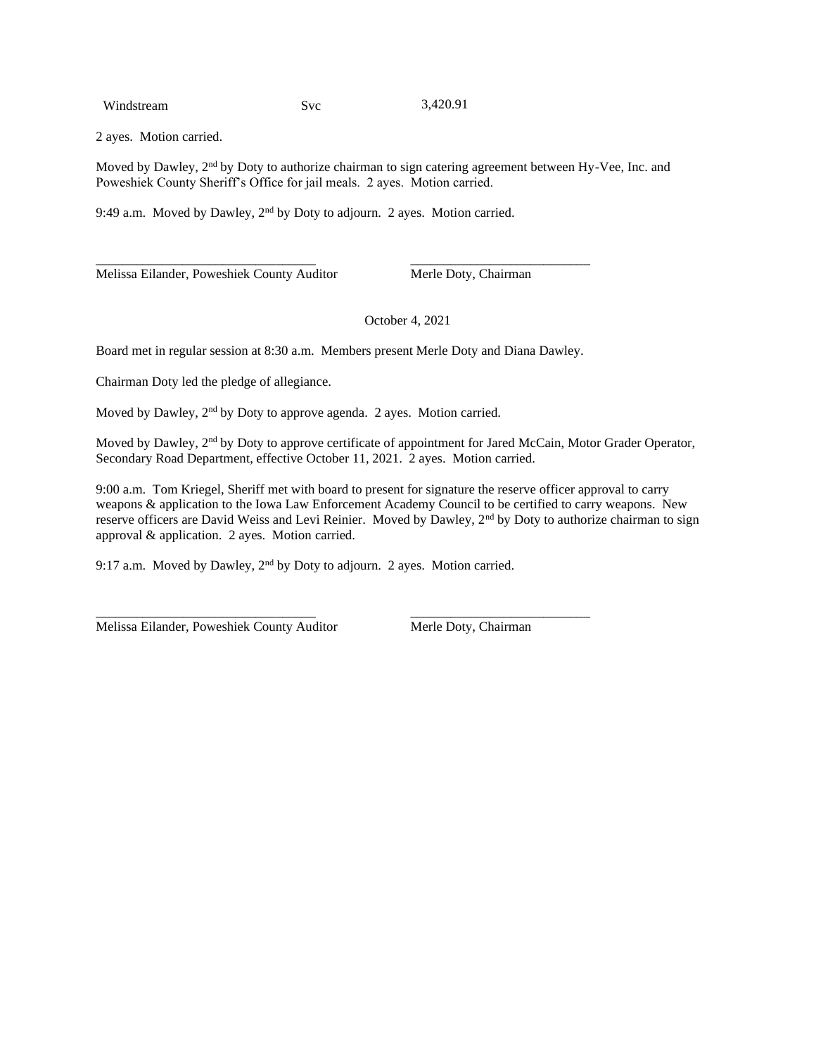| | | |
|---|---|---|
| Windstream | Svc | 3,420.91 |

2 ayes. Motion carried.

Moved by Dawley, 2nd by Doty to authorize chairman to sign catering agreement between Hy-Vee, Inc. and Poweshiek County Sheriff's Office for jail meals. 2 ayes. Motion carried.

9:49 a.m. Moved by Dawley, 2nd by Doty to adjourn. 2 ayes. Motion carried.

_________________________________ ___________________________

Melissa Eilander, Poweshiek County Auditor Merle Doty, Chairman

October 4, 2021

Board met in regular session at 8:30 a.m. Members present Merle Doty and Diana Dawley.

Chairman Doty led the pledge of allegiance.

Moved by Dawley, 2nd by Doty to approve agenda. 2 ayes. Motion carried.

Moved by Dawley, 2nd by Doty to approve certificate of appointment for Jared McCain, Motor Grader Operator, Secondary Road Department, effective October 11, 2021. 2 ayes. Motion carried.

9:00 a.m. Tom Kriegel, Sheriff met with board to present for signature the reserve officer approval to carry weapons & application to the Iowa Law Enforcement Academy Council to be certified to carry weapons. New reserve officers are David Weiss and Levi Reinier. Moved by Dawley, 2nd by Doty to authorize chairman to sign approval & application. 2 ayes. Motion carried.

9:17 a.m. Moved by Dawley, 2nd by Doty to adjourn. 2 ayes. Motion carried.

_________________________________ ___________________________

Melissa Eilander, Poweshiek County Auditor Merle Doty, Chairman